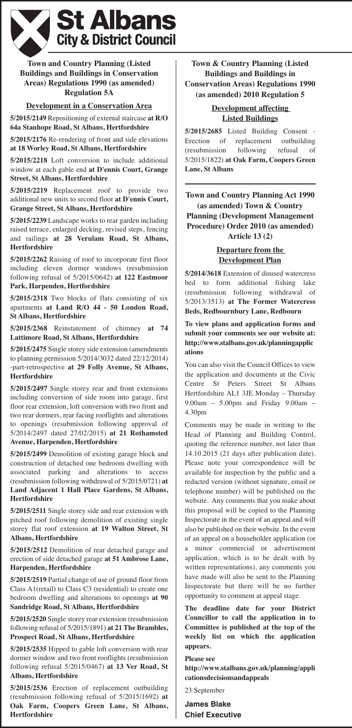# St Albans City & District Council

**Town and Country Planning (Listed Buildings and Buildings in Conservation Areas) Regulations 1990 (as amended) Regulation 5A**

## Development in a Conservation Area

**5/2015/2149** Repositioning of external staircase **at R/O 64a Stanhope Road, St Albans, Hertfordshire**

**5/2015/2176** Re-rendering of front and side elevations **at 18 Worley Road, St Albans, Hertfordshire**

**5/2015/2218** Loft conversion to include additional window at each gable end **at D'ennis Court, Grange Street, St Albans, Hertfordshire**

**5/2015/2219** Replacement roof to provide two additional new units to second floor **at D'ennis Court, Grange Street, St Albans, Hertfordshire**

**5/2015/2239** Landscape works to rear garden including raised terrace, enlarged decking, revised steps, fencing and railings **at 28 Verulam Road, St Albans, Hertfordshire**

**5/2015/2262** Raising of roof to incorporate first floor including eleven dormer windows (resubmission following refusal of 5/2015/0642) **at 122 Eastmoor Park, Harpenden, Hertfordshire**

**5/2015/2318** Two blocks of flats consisting of six apartments **at Land R/O 44 - 50 London Road, St Albans, Hertfordshire**

**5/2015/2368** Reinstatement of chimney **at 74 Lattimore Road, St Albans, Hertfordshire**

**5/2015/2475** Single storey side extension (amendments to planning permission 5/2014/3032 dated 22/12/2014) -part-retrospective **at 29 Folly Avenue, St Albans, Hertfordshire**

**5/2015/2497** Single storey rear and front extensions including conversion of side room into garage, first floor rear extension, loft conversion with two front and two rear dormers, rear facing rooflights and alterations to openings (resubmission following approval of 5/2014/2497 dated 27/02/2015) **at 21 Rothamsted Avenue, Harpenden, Hertfordshire**

**5/2015/2499** Demolition of existing garage block and construction of detached one bedroom dwelling with associated parking and alterations to access (resubmission following withdrawal of 5/2015/0721) **at Land Adjacent 1 Hall Place Gardens, St Albans, Hertfordshire**

**5/2015/2511** Single storey side and rear extension with pitched roof following demolition of existing single storey flat roof extension **at 19 Walton Street, St Albans, Hertfordshire**

**5/2015/2512** Demolition of rear detached garage and erection of side detached garage **at 51 Ambrose Lane, Harpenden, Hertfordshire**

**5/2015/2519** Partial change of use of ground floor from Class A1(retail) to Class C3 (residential) to create one bedroom dwelling and alterations to openings **at 90 Sandridge Road, St Albans, Hertfordshire**

**5/2015/2520** Single storey rear extension (resubmission following refusal of 5/2015/1891) **at 21 The Brambles, Prospect Road, St Albans, Hertfordshire**

**5/2015/2535** Hipped to gable loft conversion with rear dormer window and two front rooflights (resubmission following refusal 5/2015/0467) **at 13 Ver Road, St Albans, Hertfordshire**

**5/2015/2536** Erection of replacement outbuilding (resubmission following refusal of 5/2015/1692) **at Oak Farm, Coopers Green Lane, St Albans, Hertfordshire**

**Town & Country Planning (Listed Buildings and Buildings in Conservation Areas) Regulations 1990 (as amended) 2010 Regulation 5**

## Development affecting Listed Buildings

**5/2015/2685** Listed Building Consent - Erection of replacement outbuilding (resubmission following refusal of 5/2015/1822) **at Oak Farm, Coopers Green Lane, St Albans**

**Town and Country Planning Act 1990 (as amended) Town & Country Planning (Development Management Procedure) Order 2010 (as amended) Article 13 (2)**

## Departure from the Development Plan

**5/2014/3618** Extension of disused watercress bed to form additional fishing lake (resubmission following withdrawal of 5/2013/3513) **at The Former Watercress Beds, Redbournbury Lane, Redbourn**

**To view plans and application forms and submit your comments see our website at: http://www.stalbans.gov.uk/planningapplications**

You can also visit the Council Offices to view the application and documents at the Civic Centre St Peters Street St Albans Hertfordshire AL1 3JE Monday – Thursday 9.00am – 5.00pm and Friday 9.00am – 4.30pm

Comments may be made in writing to the Head of Planning and Building Control, quoting the reference number, not later than 14.10.2015 (21 days after publication date). Please note your correspondence will be available for inspection by the public and a redacted version (without signature, email or telephone number) will be published on the website. Any comments that you make about this proposal will be copied to the Planning Inspectorate in the event of an appeal and will also be published on their website. In the event of an appeal on a householder application (or a minor commercial or advertisement application, which is to be dealt with by written representations), any comments you have made will also be sent to the Planning Inspectorate but there will be no further opportunity to comment at appeal stage.

**The deadline date for your District Councillor to call the application in to Committee is published at the top of the weekly list on which the application appears.**

**Please see http://www.stalbans.gov.uk/planning/applicationsdecisionsandappeals**

23 September

**James Blake**
**Chief Executive**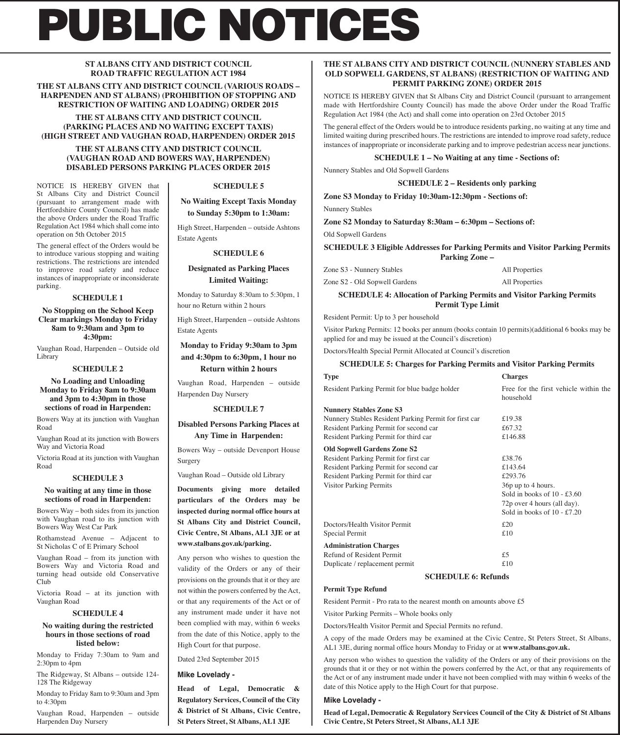# PUBLIC NOTICES

**ST ALBANS CITY AND DISTRICT COUNCIL**
**ROAD TRAFFIC REGULATION ACT 1984**

**THE ST ALBANS CITY AND DISTRICT COUNCIL (VARIOUS ROADS – HARPENDEN AND ST ALBANS) (PROHIBITION OF STOPPING AND RESTRICTION OF WAITING AND LOADING) ORDER 2015**

**THE ST ALBANS CITY AND DISTRICT COUNCIL (PARKING PLACES AND NO WAITING EXCEPT TAXIS) (HIGH STREET AND VAUGHAN ROAD, HARPENDEN) ORDER 2015**

**THE ST ALBANS CITY AND DISTRICT COUNCIL (VAUGHAN ROAD AND BOWERS WAY, HARPENDEN) DISABLED PERSONS PARKING PLACES ORDER 2015**

NOTICE IS HEREBY GIVEN that St Albans City and District Council (pursuant to arrangement made with Hertfordshire County Council) has made the above Orders under the Road Traffic Regulation Act 1984 which shall come into operation on 5th October 2015

The general effect of the Orders would be to introduce various stopping and waiting restrictions. The restrictions are intended to improve road safety and reduce instances of inappropriate or inconsiderate parking.

**SCHEDULE 1**

**No Stopping on the School Keep Clear markings Monday to Friday 8am to 9:30am and 3pm to 4:30pm:**

Vaughan Road, Harpenden – Outside old Library

**SCHEDULE 2**

**No Loading and Unloading Monday to Friday 8am to 9:30am and 3pm to 4:30pm in those sections of road in Harpenden:**

Bowers Way at its junction with Vaughan Road

Vaughan Road at its junction with Bowers Way and Victoria Road

Victoria Road at its junction with Vaughan Road

**SCHEDULE 3**

**No waiting at any time in those sections of road in Harpenden:**

Bowers Way – both sides from its junction with Vaughan road to its junction with Bowers Way West Car Park

Rothamstead Avenue – Adjacent to St Nicholas C of E Primary School

Vaughan Road – from its junction with Bowers Way and Victoria Road and turning head outside old Conservative Club

Victoria Road – at its junction with Vaughan Road

**SCHEDULE 4**

**No waiting during the restricted hours in those sections of road listed below:**

Monday to Friday 7:30am to 9am and 2:30pm to 4pm

The Ridgeway, St Albans – outside 124-128 The Ridgeway

Monday to Friday 8am to 9:30am and 3pm to 4:30pm

Vaughan Road, Harpenden – outside Harpenden Day Nursery

**SCHEDULE 5**

**No Waiting Except Taxis Monday to Sunday 5:30pm to 1:30am:**

High Street, Harpenden – outside Ashtons Estate Agents

**SCHEDULE 6**

**Designated as Parking Places Limited Waiting:**

Monday to Saturday 8:30am to 5:30pm, 1 hour no Return within 2 hours

High Street, Harpenden – outside Ashtons Estate Agents

**Monday to Friday 9:30am to 3pm and 4:30pm to 6:30pm, 1 hour no Return within 2 hours**

Vaughan Road, Harpenden – outside Harpenden Day Nursery

**SCHEDULE 7**

**Disabled Persons Parking Places at Any Time in Harpenden:**

Bowers Way – outside Devenport House Surgery

Vaughan Road – Outside old Library

**Documents giving more detailed particulars of the Orders may be inspected during normal office hours at St Albans City and District Council, Civic Centre, St Albans, AL1 3JE or at www.stalbans.gov.uk/parking.**

Any person who wishes to question the validity of the Orders or any of their provisions on the grounds that it or they are not within the powers conferred by the Act, or that any requirements of the Act or of any instrument made under it have not been complied with may, within 6 weeks from the date of this Notice, apply to the High Court for that purpose.

Dated 23rd September 2015

**Mike Lovelady -**

**Head of Legal, Democratic & Regulatory Services, Council of the City & District of St Albans, Civic Centre, St Peters Street, St Albans, AL1 3JE**

---

**THE ST ALBANS CITY AND DISTRICT COUNCIL (NUNNERY STABLES AND OLD SOPWELL GARDENS, ST ALBANS) (RESTRICTION OF WAITING AND PERMIT PARKING ZONE) ORDER 2015**

NOTICE IS HEREBY GIVEN that St Albans City and District Council (pursuant to arrangement made with Hertfordshire County Council) has made the above Order under the Road Traffic Regulation Act 1984 (the Act) and shall come into operation on 23rd October 2015

The general effect of the Orders would be to introduce residents parking, no waiting at any time and limited waiting during prescribed hours. The restrictions are intended to improve road safety, reduce instances of inappropriate or inconsiderate parking and to improve pedestrian access near junctions.

**SCHEDULE 1 – No Waiting at any time - Sections of:**

Nunnery Stables and Old Sopwell Gardens

**SCHEDULE 2 – Residents only parking**

**Zone S3 Monday to Friday 10:30am-12:30pm - Sections of:**

Nunnery Stables

**Zone S2 Monday to Saturday 8:30am – 6:30pm – Sections of:**

Old Sopwell Gardens

**SCHEDULE 3 Eligible Addresses for Parking Permits and Visitor Parking Permits Parking Zone –**

| | |
|---|---|
| Zone S3 - Nunnery Stables | All Properties |
| Zone S2 - Old Sopwell Gardens | All Properties |

**SCHEDULE 4: Allocation of Parking Permits and Visitor Parking Permits Permit Type Limit**

Resident Permit: Up to 3 per household

Visitor Parkng Permits: 12 books per annum (books contain 10 permits)(additional 6 books may be applied for and may be issued at the Council's discretion)

Doctors/Health Special Permit Allocated at Council's discretion

**SCHEDULE 5: Charges for Parking Permits and Visitor Parking Permits**

| Type | Charges |
|---|---|
| Resident Parking Permit for blue badge holder | Free for the first vehicle within the household |
| **Nunnery Stables Zone S3** | |
| Nunnery Stables Resident Parking Permit for first car | £19.38 |
| Resident Parking Permit for second car | £67.32 |
| Resident Parking Permit for third car | £146.88 |
| **Old Sopwell Gardens Zone S2** | |
| Resident Parking Permit for first car | £38.76 |
| Resident Parking Permit for second car | £143.64 |
| Resident Parking Permit for third car | £293.76 |
| Visitor Parking Permits | 36p up to 4 hours. Sold in books of 10 - £3.60 72p over 4 hours (all day). Sold in books of 10 - £7.20 |
| Doctors/Health Visitor Permit | £20 |
| Special Permit | £10 |
| **Administration Charges** | |
| Refund of Resident Permit | £5 |
| Duplicate / replacement permit | £10 |

**SCHEDULE 6: Refunds**

**Permit Type Refund**

Resident Permit - Pro rata to the nearest month on amounts above £5

Visitor Parking Permits – Whole books only

Doctors/Health Visitor Permit and Special Permits no refund.

A copy of the made Orders may be examined at the Civic Centre, St Peters Street, St Albans, AL1 3JE, during normal office hours Monday to Friday or at **www.stalbans.gov.uk.**

Any person who wishes to question the validity of the Orders or any of their provisions on the grounds that it or they or not within the powers conferred by the Act, or that any requirements of the Act or of any instrument made under it have not been complied with may within 6 weeks of the date of this Notice apply to the High Court for that purpose.

**Mike Lovelady -**

**Head of Legal, Democratic & Regulatory Services Council of the City & District of St Albans Civic Centre, St Peters Street, St Albans, AL1 3JE**